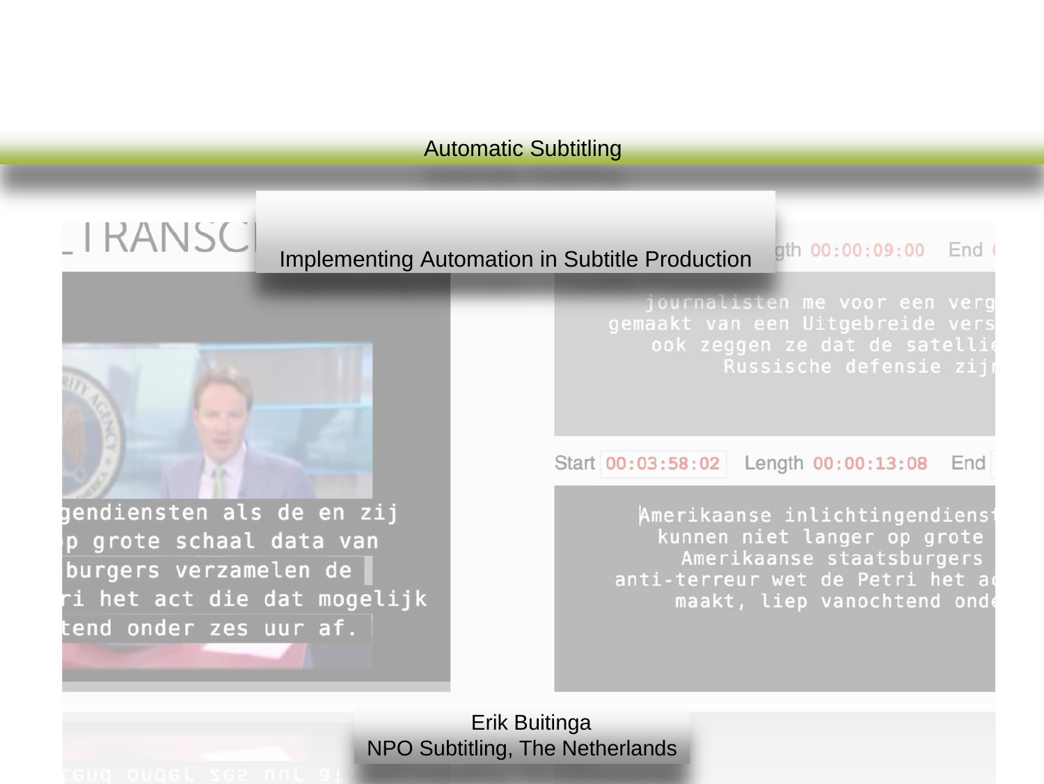Automatic Subtitling

# Implementing Automation in Subtitle Production

Erik Buitinga
NPO Subtitling, The Netherlands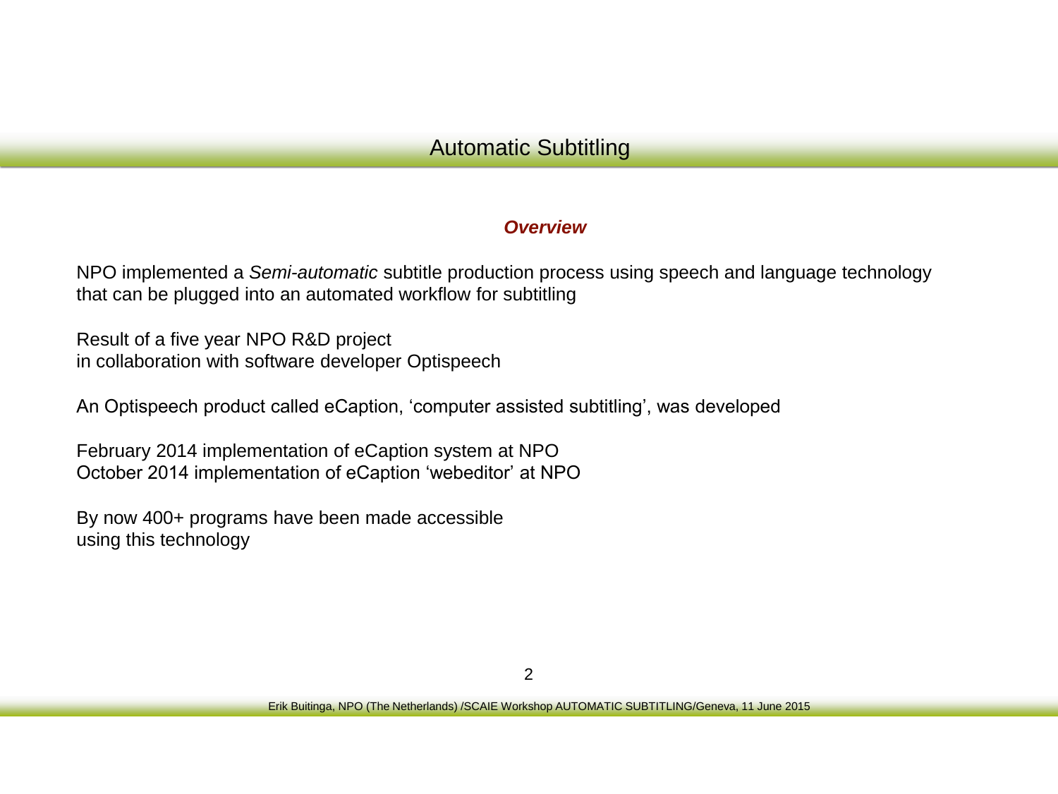# Automatic Subtitling

## ***Overview***

NPO implemented a *Semi-automatic* subtitle production process using speech and language technology that can be plugged into an automated workflow for subtitling

Result of a five year NPO R&D project
in collaboration with software developer Optispeech

An Optispeech product called eCaption, 'computer assisted subtitling', was developed

February 2014 implementation of eCaption system at NPO
October 2014 implementation of eCaption 'webeditor' at NPO

By now 400+ programs have been made accessible
using this technology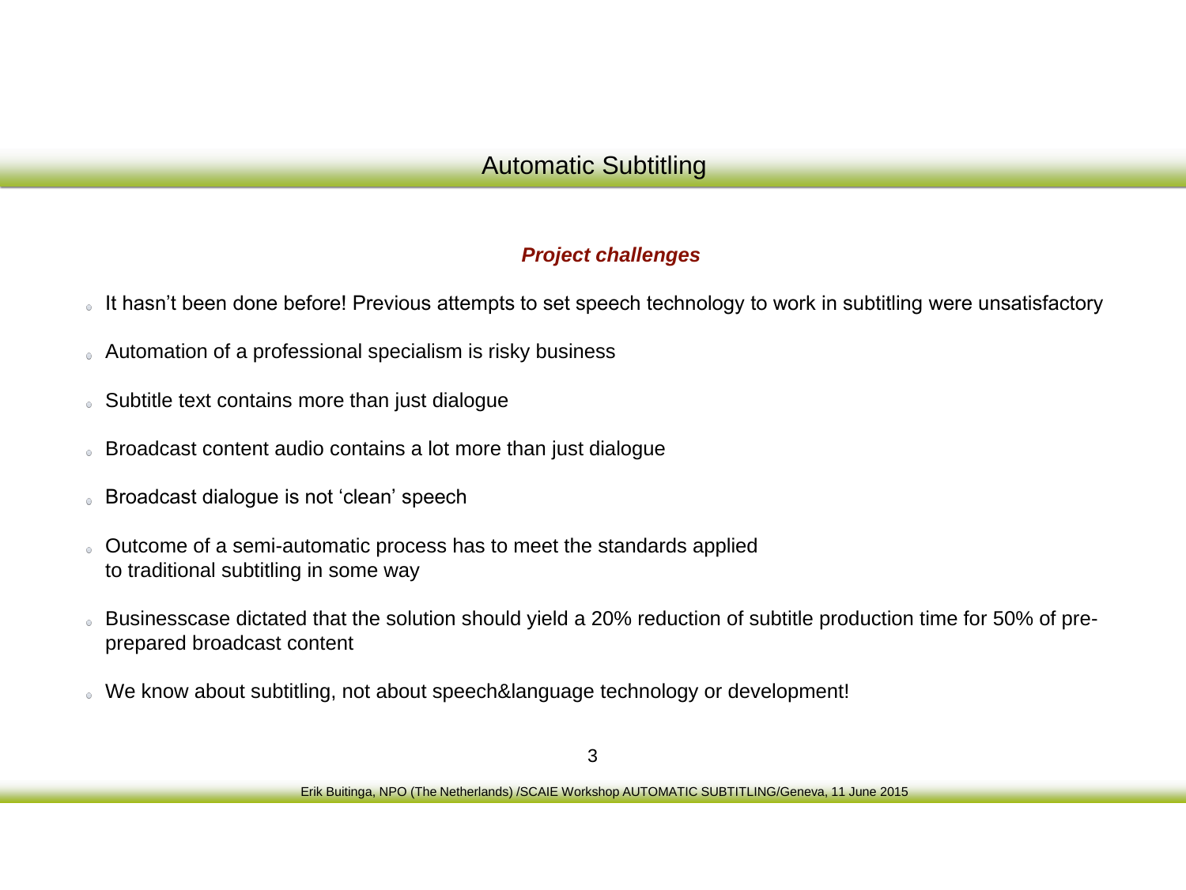# Automatic Subtitling

### *Project challenges*

- It hasn't been done before! Previous attempts to set speech technology to work in subtitling were unsatisfactory
- Automation of a professional specialism is risky business
- Subtitle text contains more than just dialogue
- Broadcast content audio contains a lot more than just dialogue
- Broadcast dialogue is not 'clean' speech
- Outcome of a semi-automatic process has to meet the standards applied to traditional subtitling in some way
- Businesscase dictated that the solution should yield a 20% reduction of subtitle production time for 50% of pre-prepared broadcast content
- We know about subtitling, not about speech&language technology or development!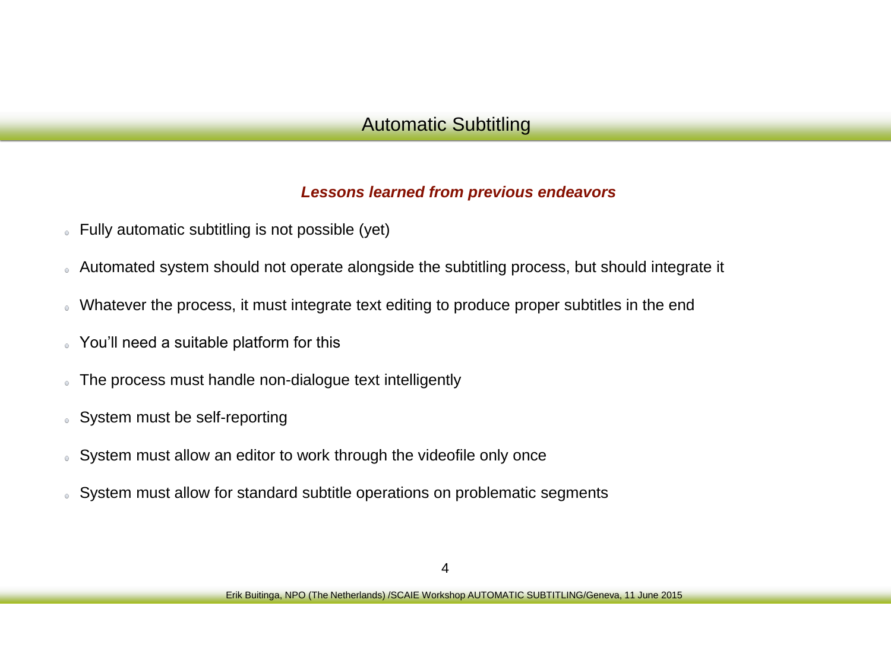# Automatic Subtitling

***Lessons learned from previous endeavors***

- Fully automatic subtitling is not possible (yet)
- Automated system should not operate alongside the subtitling process, but should integrate it
- Whatever the process, it must integrate text editing to produce proper subtitles in the end
- You'll need a suitable platform for this
- The process must handle non-dialogue text intelligently
- System must be self-reporting
- System must allow an editor to work through the videofile only once
- System must allow for standard subtitle operations on problematic segments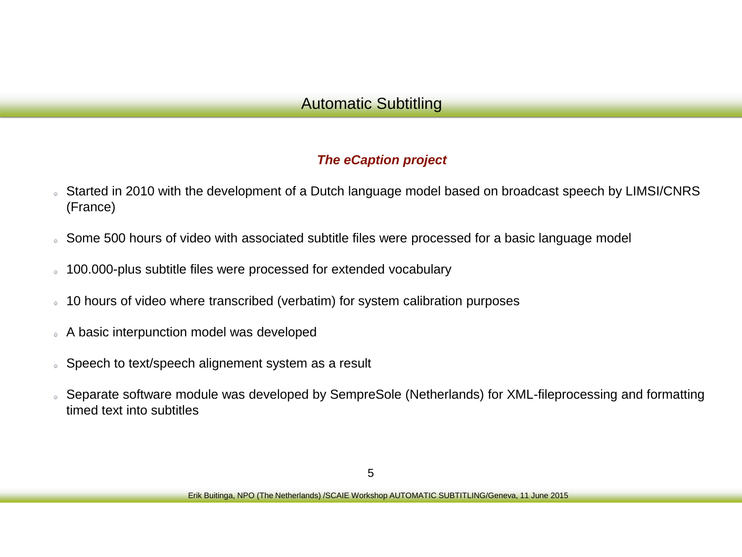# Automatic Subtitling

***The eCaption project***

- Started in 2010 with the development of a Dutch language model based on broadcast speech by LIMSI/CNRS (France)
- Some 500 hours of video with associated subtitle files were processed for a basic language model
- 100.000-plus subtitle files were processed for extended vocabulary
- 10 hours of video where transcribed (verbatim) for system calibration purposes
- A basic interpunction model was developed
- Speech to text/speech alignement system as a result
- Separate software module was developed by SempreSole (Netherlands) for XML-fileprocessing and formatting timed text into subtitles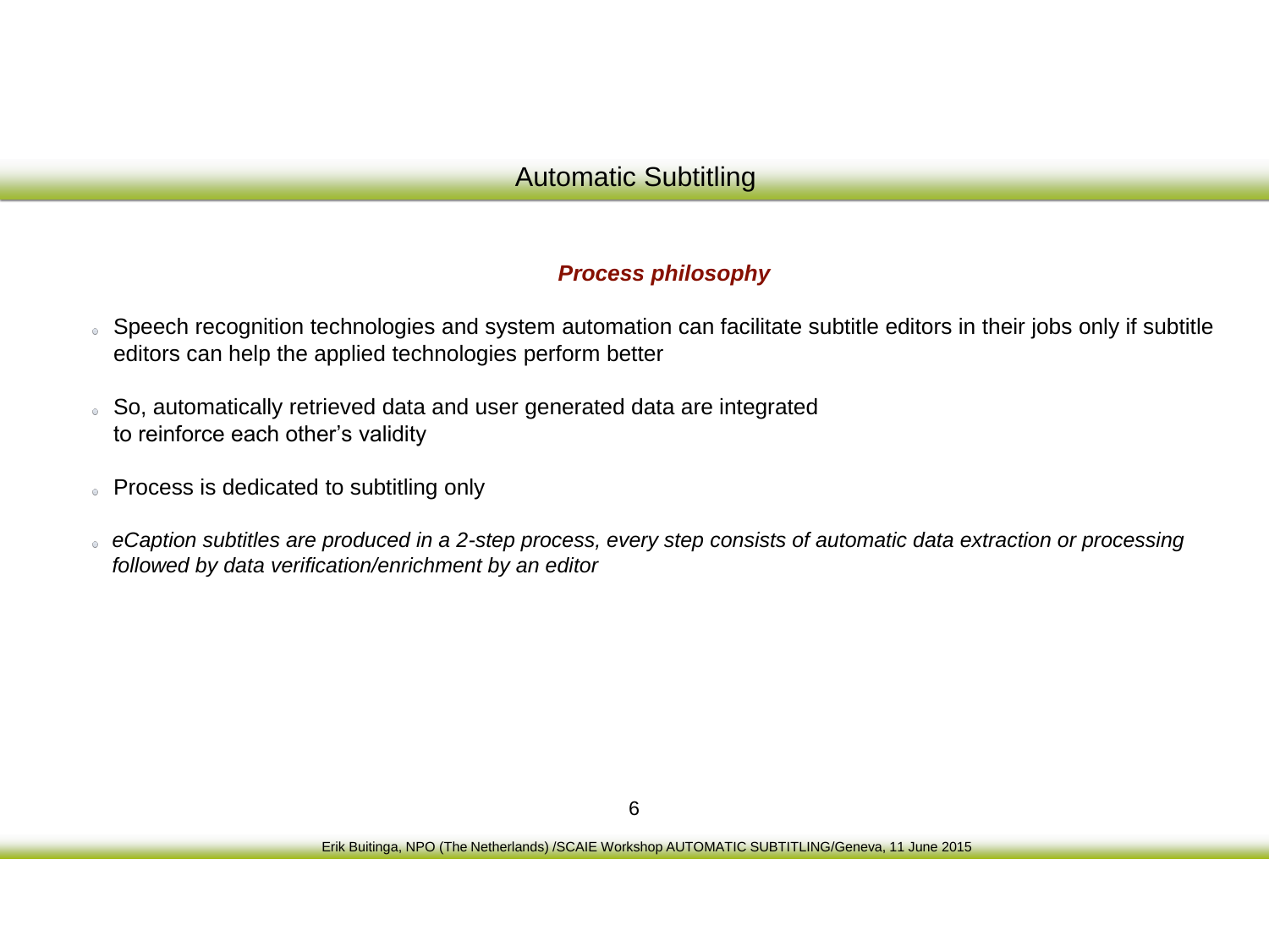# Automatic Subtitling

### ***Process philosophy***

- Speech recognition technologies and system automation can facilitate subtitle editors in their jobs only if subtitle editors can help the applied technologies perform better
- So, automatically retrieved data and user generated data are integrated to reinforce each other's validity
- Process is dedicated to subtitling only
- *eCaption subtitles are produced in a 2-step process, every step consists of automatic data extraction or processing followed by data verification/enrichment by an editor*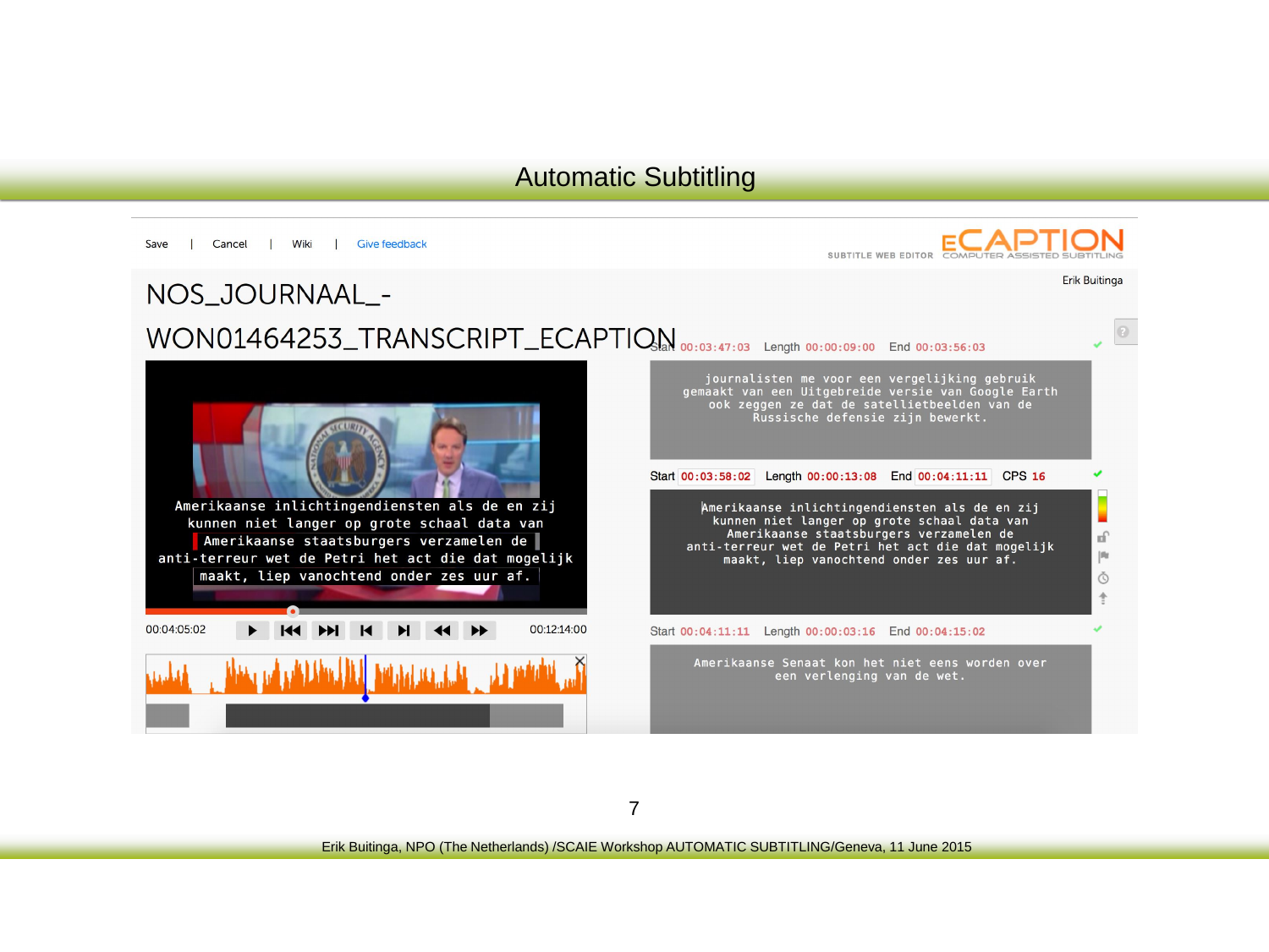# Automatic Subtitling

Save | Cancel | Wiki | Give feedback

SUBTITLE WEB EDITOR ECAPTION COMPUTER ASSISTED SUBTITLING

Erik Buitinga

NOS_JOURNAAL_-WON01464253_TRANSCRIPT_ECAPTION

Amerikaanse inlichtingendiensten als de en zij
kunnen niet langer op grote schaal data van
Amerikaanse staatsburgers verzamelen de
anti-terreur wet de Petri het act die dat mogelijk
maakt, liep vanochtend onder zes uur af.

00:04:05:02 00:12:14:00

Start 00:03:47:03 Length 00:00:09:00 End 00:03:56:03

journalisten me voor een vergelijking gebruik
gemaakt van een Uitgebreide versie van Google Earth
ook zeggen ze dat de satellietbeelden van de
Russische defensie zijn bewerkt.

Start 00:03:58:02 Length 00:00:13:08 End 00:04:11:11 CPS 16

Amerikaanse inlichtingendiensten als de en zij
kunnen niet langer op grote schaal data van
Amerikaanse staatsburgers verzamelen de
anti-terreur wet de Petri het act die dat mogelijk
maakt, liep vanochtend onder zes uur af.

Start 00:04:11:11 Length 00:00:03:16 End 00:04:15:02

Amerikaanse Senaat kon het niet eens worden over
een verlenging van de wet.

Erik Buitinga, NPO (The Netherlands) /SCAIE Workshop AUTOMATIC SUBTITLING/Geneva, 11 June 2015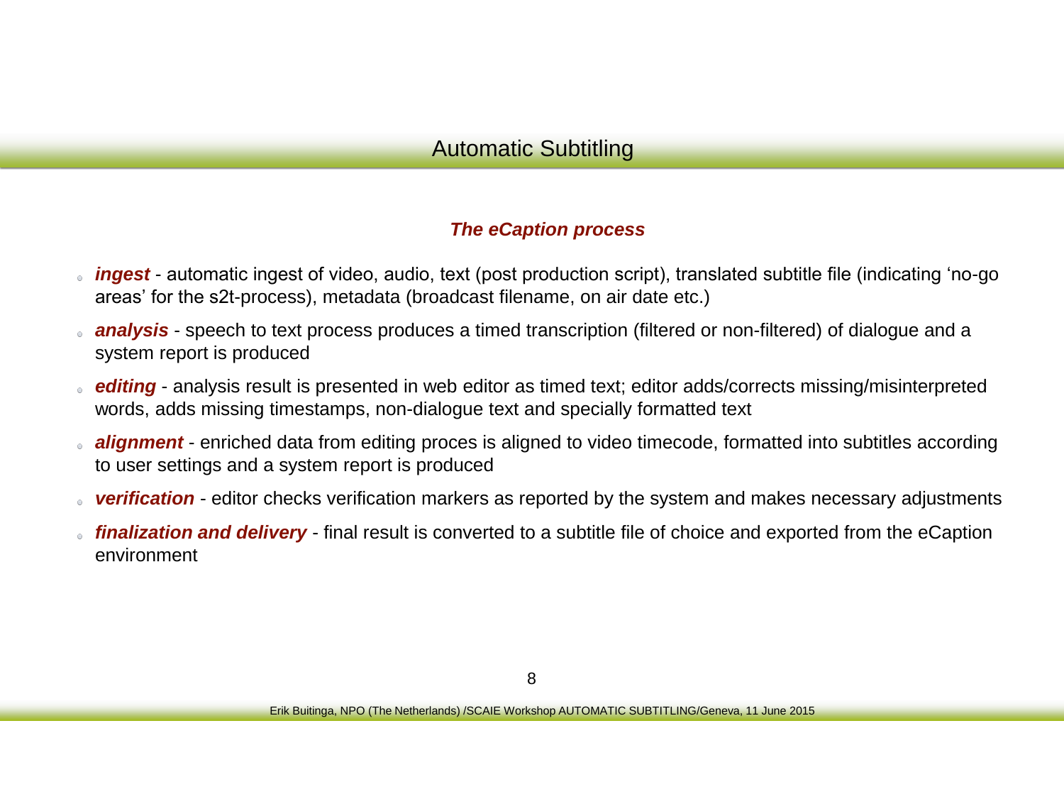# Automatic Subtitling

### *The eCaption process*

- ***ingest*** - automatic ingest of video, audio, text (post production script), translated subtitle file (indicating 'no-go areas' for the s2t-process), metadata (broadcast filename, on air date etc.)
- ***analysis*** - speech to text process produces a timed transcription (filtered or non-filtered) of dialogue and a system report is produced
- ***editing*** - analysis result is presented in web editor as timed text; editor adds/corrects missing/misinterpreted words, adds missing timestamps, non-dialogue text and specially formatted text
- ***alignment*** - enriched data from editing proces is aligned to video timecode, formatted into subtitles according to user settings and a system report is produced
- ***verification*** - editor checks verification markers as reported by the system and makes necessary adjustments
- ***finalization and delivery*** - final result is converted to a subtitle file of choice and exported from the eCaption environment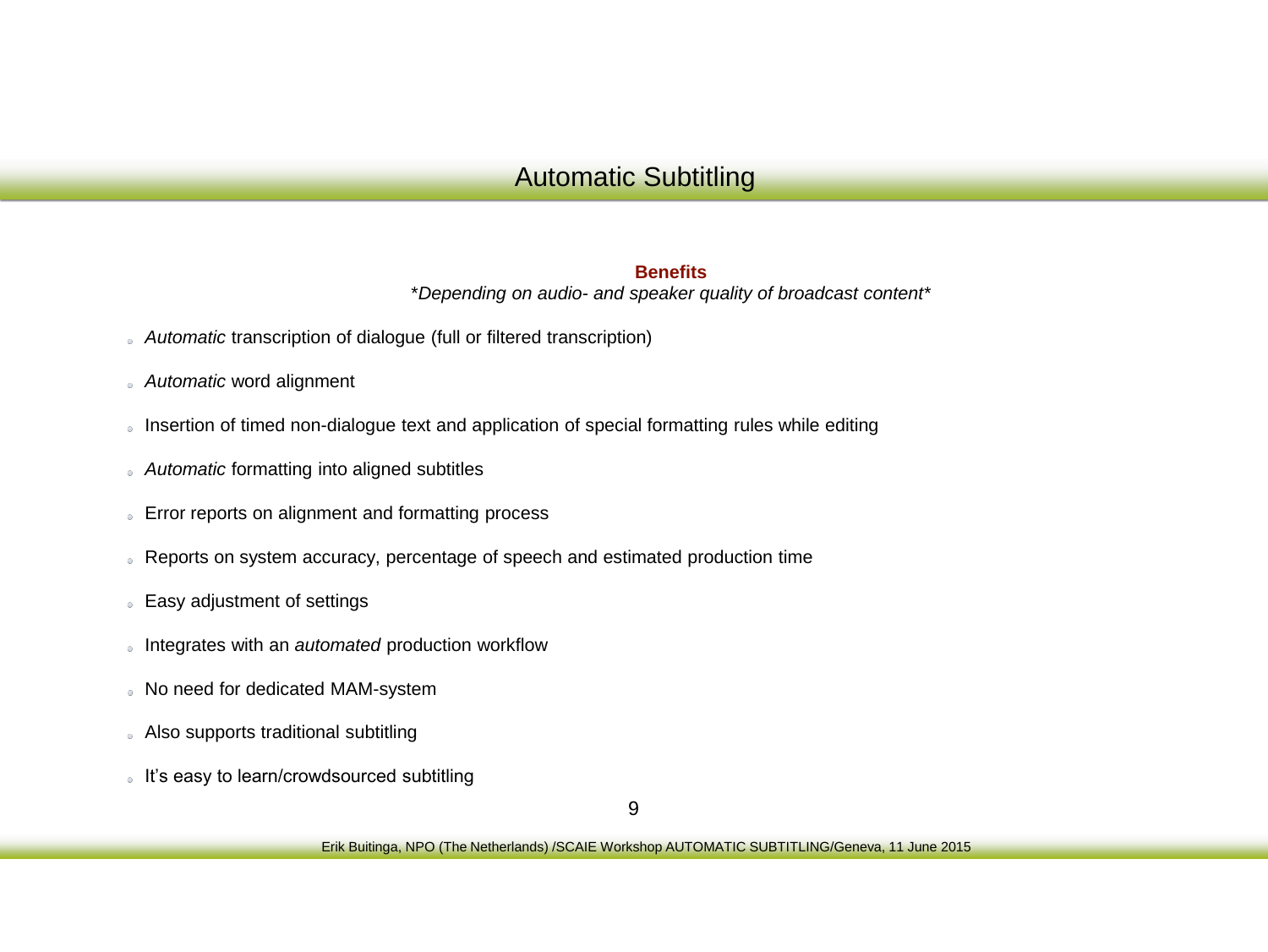# Automatic Subtitling

**Benefits**

*\*Depending on audio- and speaker quality of broadcast content\**

- *Automatic* transcription of dialogue (full or filtered transcription)
- *Automatic* word alignment
- Insertion of timed non-dialogue text and application of special formatting rules while editing
- *Automatic* formatting into aligned subtitles
- Error reports on alignment and formatting process
- Reports on system accuracy, percentage of speech and estimated production time
- Easy adjustment of settings
- Integrates with an *automated* production workflow
- No need for dedicated MAM-system
- Also supports traditional subtitling
- It's easy to learn/crowdsourced subtitling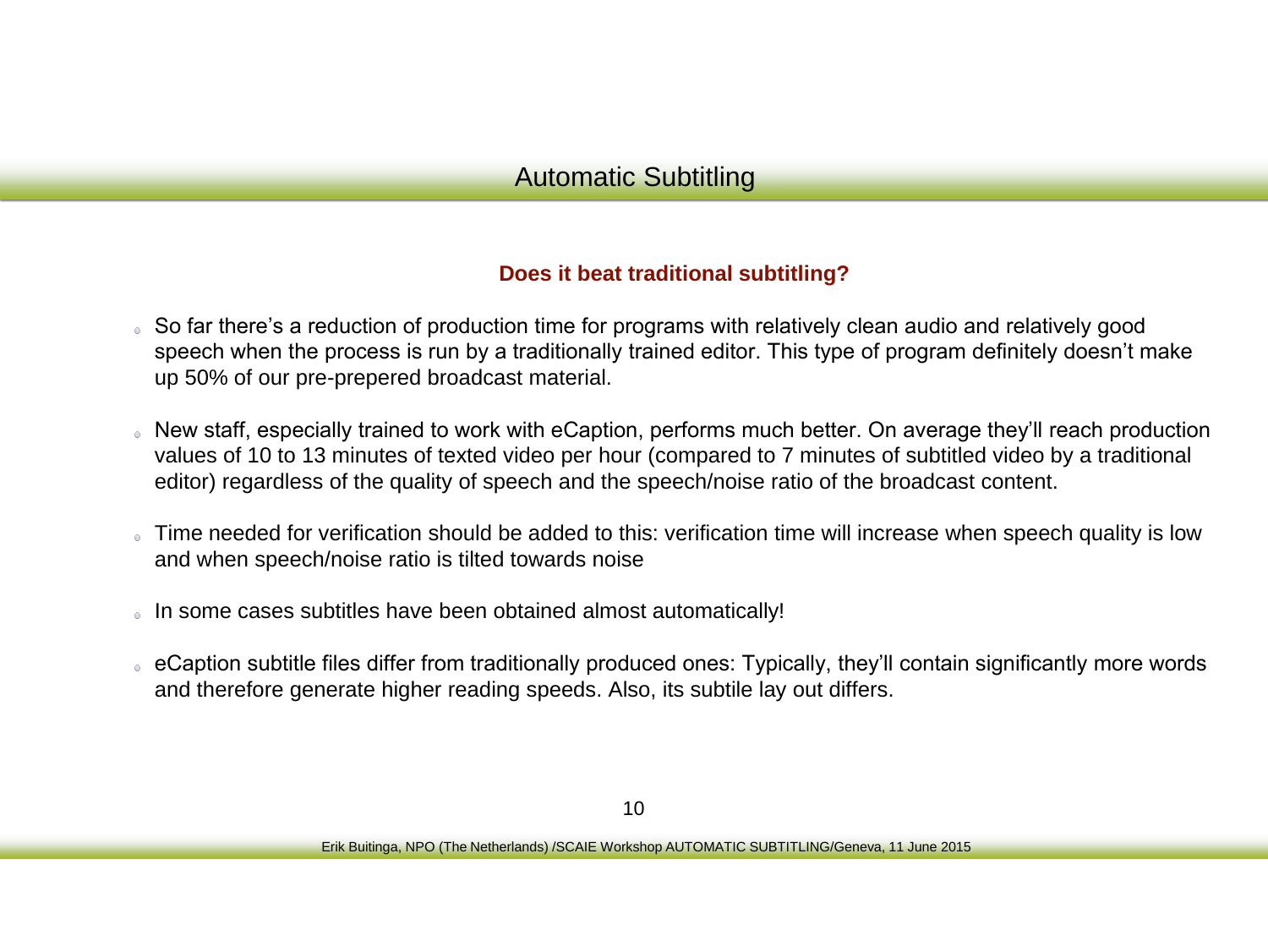# Automatic Subtitling

## Does it beat traditional subtitling?

- So far there's a reduction of production time for programs with relatively clean audio and relatively good speech when the process is run by a traditionally trained editor. This type of program definitely doesn't make up 50% of our pre-prepered broadcast material.
- New staff, especially trained to work with eCaption, performs much better. On average they'll reach production values of 10 to 13 minutes of texted video per hour (compared to 7 minutes of subtitled video by a traditional editor) regardless of the quality of speech and the speech/noise ratio of the broadcast content.
- Time needed for verification should be added to this: verification time will increase when speech quality is low and when speech/noise ratio is tilted towards noise
- In some cases subtitles have been obtained almost automatically!
- eCaption subtitle files differ from traditionally produced ones: Typically, they'll contain significantly more words and therefore generate higher reading speeds. Also, its subtile lay out differs.